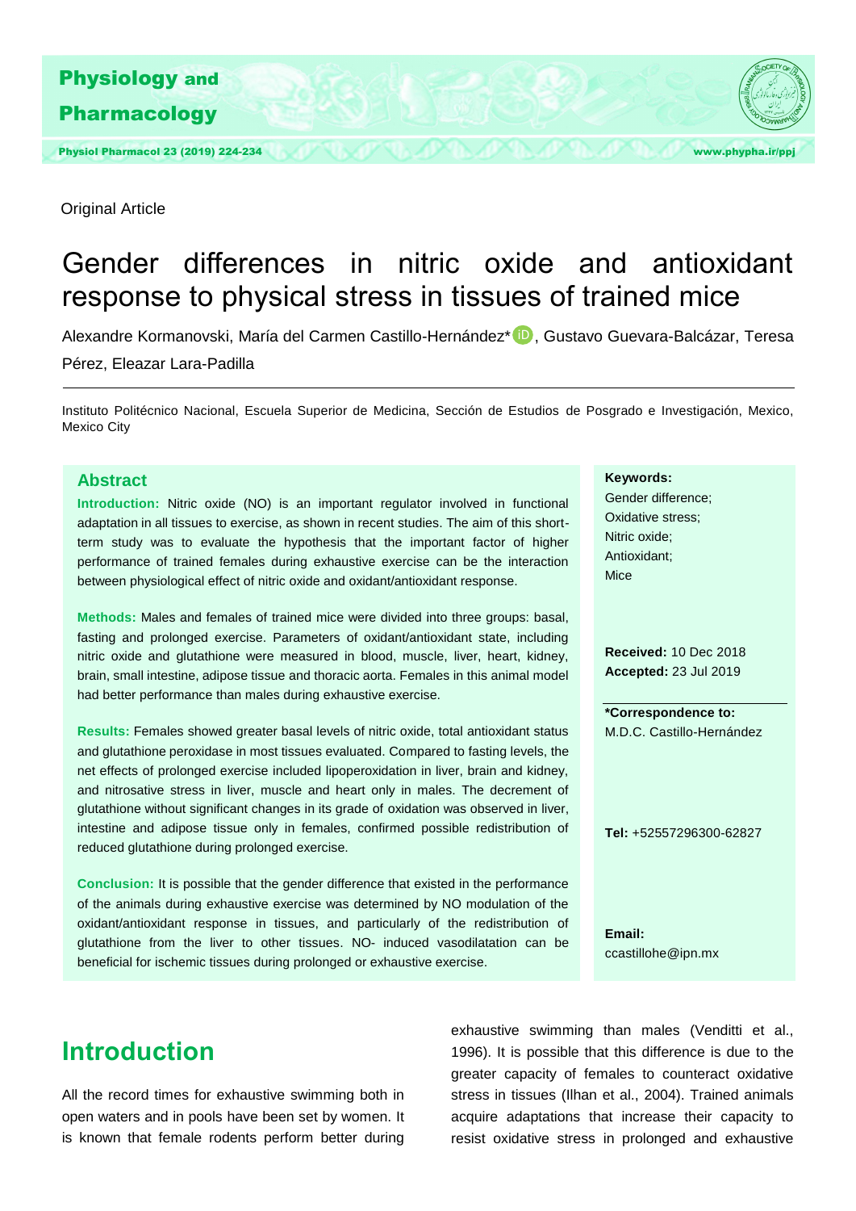Original Article

# Gender differences in nitric oxide and antioxidant response to physical stress in tissues of trained mice

Alexandre Kormanovski, María del Carmen Castillo-Hernández*, Gustavo Guevara-Balcázar, Teresa Pérez, Eleazar Lara-Padilla

Instituto Politécnico Nacional, Escuela Superior de Medicina, Sección de Estudios de Posgrado e Investigación, Mexico, Mexico City

## Abstract

**Introduction:** Nitric oxide (NO) is an important regulator involved in functional adaptation in all tissues to exercise, as shown in recent studies. The aim of this short-term study was to evaluate the hypothesis that the important factor of higher performance of trained females during exhaustive exercise can be the interaction between physiological effect of nitric oxide and oxidant/antioxidant response.

**Methods:** Males and females of trained mice were divided into three groups: basal, fasting and prolonged exercise. Parameters of oxidant/antioxidant state, including nitric oxide and glutathione were measured in blood, muscle, liver, heart, kidney, brain, small intestine, adipose tissue and thoracic aorta. Females in this animal model had better performance than males during exhaustive exercise.

**Results:** Females showed greater basal levels of nitric oxide, total antioxidant status and glutathione peroxidase in most tissues evaluated. Compared to fasting levels, the net effects of prolonged exercise included lipoperoxidation in liver, brain and kidney, and nitrosative stress in liver, muscle and heart only in males. The decrement of glutathione without significant changes in its grade of oxidation was observed in liver, intestine and adipose tissue only in females, confirmed possible redistribution of reduced glutathione during prolonged exercise.

**Conclusion:** It is possible that the gender difference that existed in the performance of the animals during exhaustive exercise was determined by NO modulation of the oxidant/antioxidant response in tissues, and particularly of the redistribution of glutathione from the liver to other tissues. NO- induced vasodilatation can be beneficial for ischemic tissues during prolonged or exhaustive exercise.

**Keywords:**
Gender difference;
Oxidative stress;
Nitric oxide;
Antioxidant;
Mice

**Received:** 10 Dec 2018
**Accepted:** 23 Jul 2019

**\*Correspondence to:**
M.D.C. Castillo-Hernández

**Tel:** +52557296300-62827

**Email:**
ccastillohe@ipn.mx

## Introduction

All the record times for exhaustive swimming both in open waters and in pools have been set by women. It is known that female rodents perform better during exhaustive swimming than males (Venditti et al., 1996). It is possible that this difference is due to the greater capacity of females to counteract oxidative stress in tissues (Ilhan et al., 2004). Trained animals acquire adaptations that increase their capacity to resist oxidative stress in prolonged and exhaustive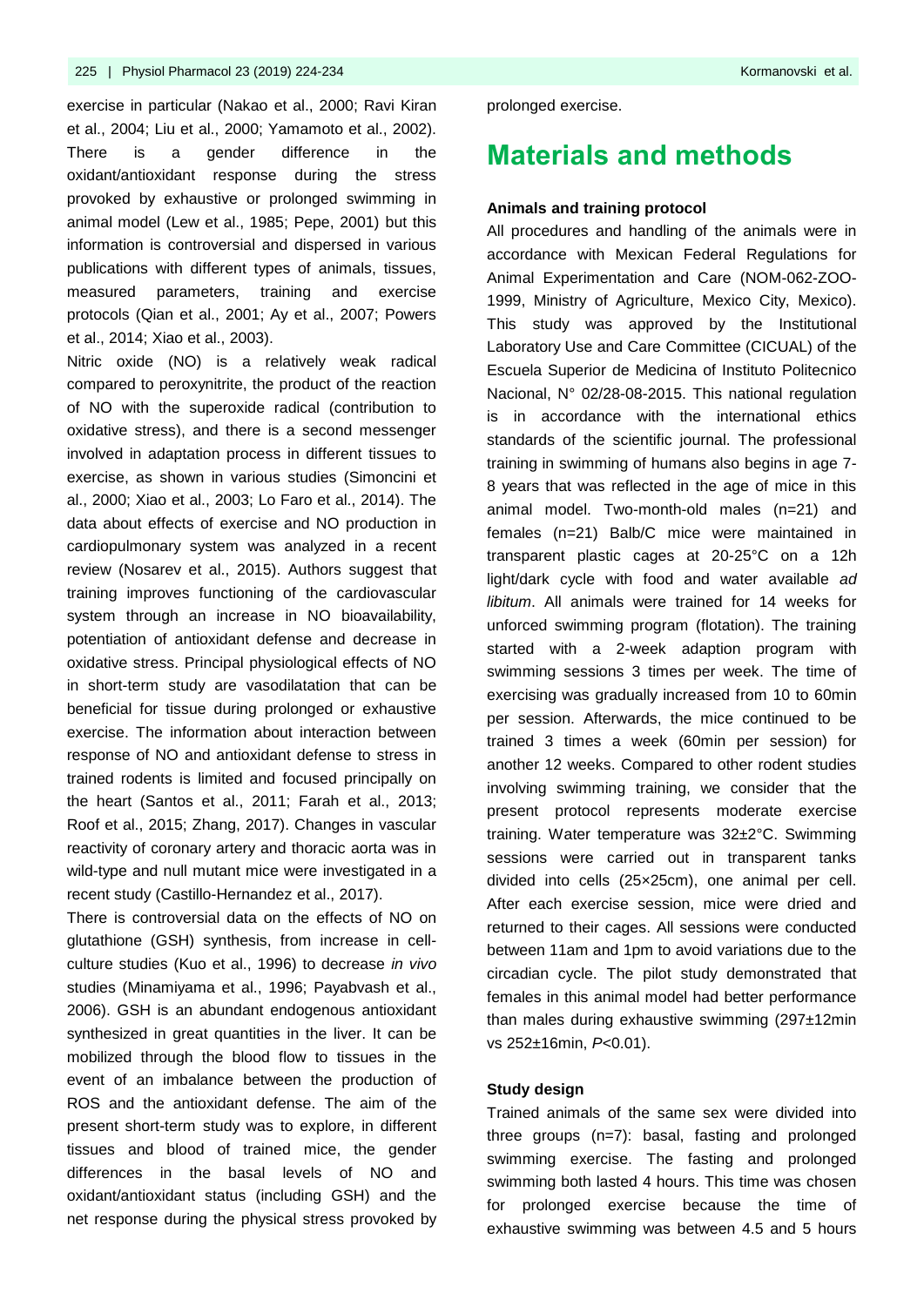exercise in particular (Nakao et al., 2000; Ravi Kiran et al., 2004; Liu et al., 2000; Yamamoto et al., 2002). There is a gender difference in the oxidant/antioxidant response during the stress provoked by exhaustive or prolonged swimming in animal model (Lew et al., 1985; Pepe, 2001) but this information is controversial and dispersed in various publications with different types of animals, tissues, measured parameters, training and exercise protocols (Qian et al., 2001; Ay et al., 2007; Powers et al., 2014; Xiao et al., 2003).

Nitric oxide (NO) is a relatively weak radical compared to peroxynitrite, the product of the reaction of NO with the superoxide radical (contribution to oxidative stress), and there is a second messenger involved in adaptation process in different tissues to exercise, as shown in various studies (Simoncini et al., 2000; Xiao et al., 2003; Lo Faro et al., 2014). The data about effects of exercise and NO production in cardiopulmonary system was analyzed in a recent review (Nosarev et al., 2015). Authors suggest that training improves functioning of the cardiovascular system through an increase in NO bioavailability, potentiation of antioxidant defense and decrease in oxidative stress. Principal physiological effects of NO in short-term study are vasodilatation that can be beneficial for tissue during prolonged or exhaustive exercise. The information about interaction between response of NO and antioxidant defense to stress in trained rodents is limited and focused principally on the heart (Santos et al., 2011; Farah et al., 2013; Roof et al., 2015; Zhang, 2017). Changes in vascular reactivity of coronary artery and thoracic aorta was in wild-type and null mutant mice were investigated in a recent study (Castillo-Hernandez et al., 2017).

There is controversial data on the effects of NO on glutathione (GSH) synthesis, from increase in cell-culture studies (Kuo et al., 1996) to decrease *in vivo* studies (Minamiyama et al., 1996; Payabvash et al., 2006). GSH is an abundant endogenous antioxidant synthesized in great quantities in the liver. It can be mobilized through the blood flow to tissues in the event of an imbalance between the production of ROS and the antioxidant defense. The aim of the present short-term study was to explore, in different tissues and blood of trained mice, the gender differences in the basal levels of NO and oxidant/antioxidant status (including GSH) and the net response during the physical stress provoked by prolonged exercise.

# Materials and methods

### Animals and training protocol

All procedures and handling of the animals were in accordance with Mexican Federal Regulations for Animal Experimentation and Care (NOM-062-ZOO-1999, Ministry of Agriculture, Mexico City, Mexico). This study was approved by the Institutional Laboratory Use and Care Committee (CICUAL) of the Escuela Superior de Medicina of Instituto Politecnico Nacional, N° 02/28-08-2015. This national regulation is in accordance with the international ethics standards of the scientific journal. The professional training in swimming of humans also begins in age 7-8 years that was reflected in the age of mice in this animal model. Two-month-old males (n=21) and females (n=21) Balb/C mice were maintained in transparent plastic cages at 20-25°C on a 12h light/dark cycle with food and water available *ad libitum*. All animals were trained for 14 weeks for unforced swimming program (flotation). The training started with a 2-week adaption program with swimming sessions 3 times per week. The time of exercising was gradually increased from 10 to 60min per session. Afterwards, the mice continued to be trained 3 times a week (60min per session) for another 12 weeks. Compared to other rodent studies involving swimming training, we consider that the present protocol represents moderate exercise training. Water temperature was 32±2°C. Swimming sessions were carried out in transparent tanks divided into cells (25×25cm), one animal per cell. After each exercise session, mice were dried and returned to their cages. All sessions were conducted between 11am and 1pm to avoid variations due to the circadian cycle. The pilot study demonstrated that females in this animal model had better performance than males during exhaustive swimming (297±12min vs 252±16min, $P<0.01$).

### Study design

Trained animals of the same sex were divided into three groups (n=7): basal, fasting and prolonged swimming exercise. The fasting and prolonged swimming both lasted 4 hours. This time was chosen for prolonged exercise because the time of exhaustive swimming was between 4.5 and 5 hours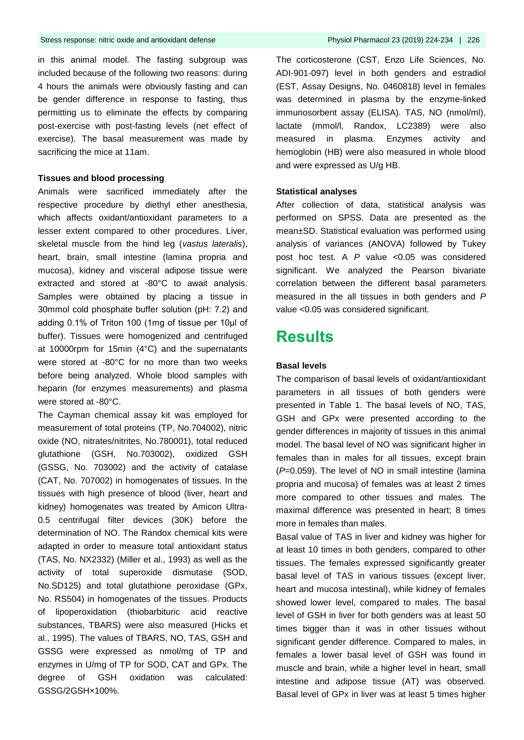in this animal model. The fasting subgroup was included because of the following two reasons: during 4 hours the animals were obviously fasting and can be gender difference in response to fasting, thus permitting us to eliminate the effects by comparing post-exercise with post-fasting levels (net effect of exercise). The basal measurement was made by sacrificing the mice at 11am.

#### Tissues and blood processing

Animals were sacrificed immediately after the respective procedure by diethyl ether anesthesia, which affects oxidant/antioxidant parameters to a lesser extent compared to other procedures. Liver, skeletal muscle from the hind leg (*vastus lateralis*), heart, brain, small intestine (lamina propria and mucosa), kidney and visceral adipose tissue were extracted and stored at -80°C to await analysis. Samples were obtained by placing a tissue in 30mmol cold phosphate buffer solution (pH: 7.2) and adding 0.1% of Triton 100 (1mg of tissue per 10µl of buffer). Tissues were homogenized and centrifuged at 10000rpm for 15min (4°C) and the supernatants were stored at -80°C for no more than two weeks before being analyzed. Whole blood samples with heparin (for enzymes measurements) and plasma were stored at -80°C.

The Cayman chemical assay kit was employed for measurement of total proteins (TP, No.704002), nitric oxide (NO, nitrates/nitrites, No.780001), total reduced glutathione (GSH, No.703002), oxidized GSH (GSSG, No. 703002) and the activity of catalase (CAT, No. 707002) in homogenates of tissues. In the tissues with high presence of blood (liver, heart and kidney) homogenates was treated by Amicon Ultra-0.5 centrifugal filter devices (30K) before the determination of NO. The Randox chemical kits were adapted in order to measure total antioxidant status (TAS, No. NX2332) (Miller et al., 1993) as well as the activity of total superoxide dismutase (SOD, No.SD125) and total glutathione peroxidase (GPx, No. RS504) in homogenates of the tissues. Products of lipoperoxidation (thiobarbituric acid reactive substances, TBARS) were also measured (Hicks et al., 1995). The values of TBARS, NO, TAS, GSH and GSSG were expressed as nmol/mg of TP and enzymes in U/mg of TP for SOD, CAT and GPx. The degree of GSH oxidation was calculated: GSSG/2GSH×100%.

The corticosterone (CST, Enzo Life Sciences, No. ADI-901-097) level in both genders and estradiol (EST, Assay Designs, No. 0460818) level in females was determined in plasma by the enzyme-linked immunosorbent assay (ELISA). TAS, NO (nmol/ml), lactate (mmol/l, Randox, LC2389) were also measured in plasma. Enzymes activity and hemoglobin (HB) were also measured in whole blood and were expressed as U/g HB.

#### Statistical analyses

After collection of data, statistical analysis was performed on SPSS. Data are presented as the mean±SD. Statistical evaluation was performed using analysis of variances (ANOVA) followed by Tukey post hoc test. A $P$ value <0.05 was considered significant. We analyzed the Pearson bivariate correlation between the different basal parameters measured in the all tissues in both genders and $P$ value <0.05 was considered significant.

## Results

#### Basal levels

The comparison of basal levels of oxidant/antioxidant parameters in all tissues of both genders were presented in Table 1. The basal levels of NO, TAS, GSH and GPx were presented according to the gender differences in majority of tissues in this animal model. The basal level of NO was significant higher in females than in males for all tissues, except brain ($P$=0.059). The level of NO in small intestine (lamina propria and mucosa) of females was at least 2 times more compared to other tissues and males. The maximal difference was presented in heart; 8 times more in females than males.

Basal value of TAS in liver and kidney was higher for at least 10 times in both genders, compared to other tissues. The females expressed significantly greater basal level of TAS in various tissues (except liver, heart and mucosa intestinal), while kidney of females showed lower level, compared to males. The basal level of GSH in liver for both genders was at least 50 times bigger than it was in other tissues without significant gender difference. Compared to males, in females a lower basal level of GSH was found in muscle and brain, while a higher level in heart, small intestine and adipose tissue (AT) was observed. Basal level of GPx in liver was at least 5 times higher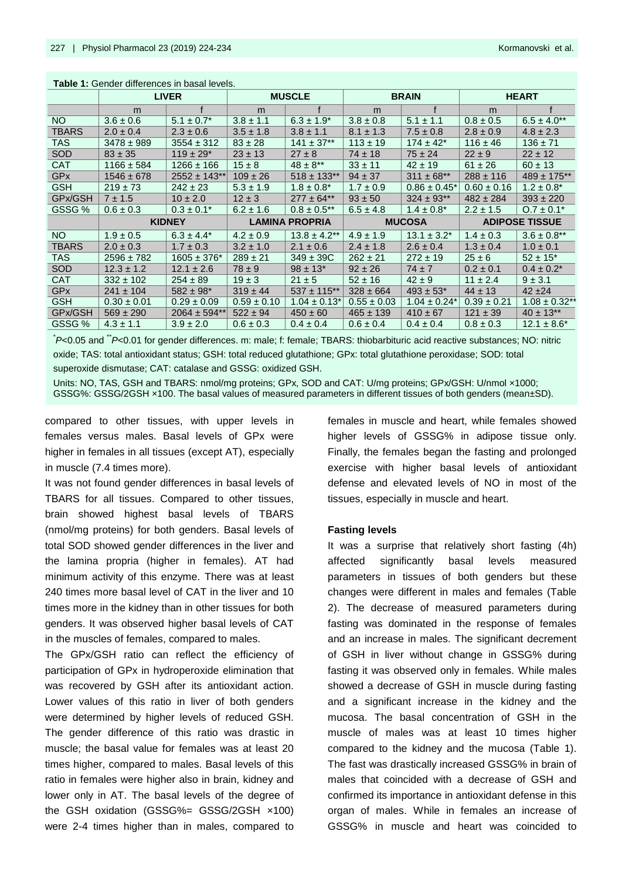**Table 1:** Gender differences in basal levels.

| | LIVER | | MUSCLE | | BRAIN | | HEART | |
|---|---|---|---|---|---|---|---|---|
| | m | f | m | f | m | f | m | f |
| NO | 3.6 ± 0.6 | 5.1 ± 0.7* | 3.8 ± 1.1 | 6.3 ± 1.9* | 3.8 ± 0.8 | 5.1 ± 1.1 | 0.8 ± 0.5 | 6.5 ± 4.0** |
| TBARS | 2.0 ± 0.4 | 2.3 ± 0.6 | 3.5 ± 1.8 | 3.8 ± 1.1 | 8.1 ± 1.3 | 7.5 ± 0.8 | 2.8 ± 0.9 | 4.8 ± 2.3 |
| TAS | 3478 ± 989 | 3554 ± 312 | 83 ± 28 | 141 ± 37** | 113 ± 19 | 174 ± 42* | 116 ± 46 | 136 ± 71 |
| SOD | 83 ± 35 | 119 ± 29* | 23 ± 13 | 27 ± 8 | 74 ± 18 | 75 ± 24 | 22 ± 9 | 22 ± 12 |
| CAT | 1166 ± 584 | 1266 ± 166 | 15 ± 8 | 48 ± 8** | 33 ± 11 | 42 ± 19 | 61 ± 26 | 60 ± 13 |
| GPx | 1546 ± 678 | 2552 ± 143** | 109 ± 26 | 518 ± 133** | 94 ± 37 | 311 ± 68** | 288 ± 116 | 489 ± 175** |
| GSH | 219 ± 73 | 242 ± 23 | 5.3 ± 1.9 | 1.8 ± 0.8* | 1.7 ± 0.9 | 0.86 ± 0.45* | 0.60 ± 0.16 | 1.2 ± 0.8* |
| GPx/GSH | 7 ± 1.5 | 10 ± 2.0 | 12 ± 3 | 277 ± 64** | 93 ± 50 | 324 ± 93** | 482 ± 284 | 393 ± 220 |
| GSSG % | 0.6 ± 0.3 | 0.3 ± 0.1* | 6.2 ± 1.6 | 0.8 ± 0.5** | 6.5 ± 4.8 | 1.4 ± 0.8* | 2.2 ± 1.5 | O.7 ± 0.1* |
| | KIDNEY | | LAMINA PROPRIA | | MUCOSA | | ADIPOSE TISSUE | |
| NO | 1.9 ± 0.5 | 6.3 ± 4.4* | 4.2 ± 0.9 | 13.8 ± 4.2** | 4.9 ± 1.9 | 13.1 ± 3.2* | 1.4 ± 0.3 | 3.6 ± 0.8** |
| TBARS | 2.0 ± 0.3 | 1.7 ± 0.3 | 3.2 ± 1.0 | 2.1 ± 0.6 | 2.4 ± 1.8 | 2.6 ± 0.4 | 1.3 ± 0.4 | 1.0 ± 0.1 |
| TAS | 2596 ± 782 | 1605 ± 376* | 289 ± 21 | 349 ± 39C | 262 ± 21 | 272 ± 19 | 25 ± 6 | 52 ± 15* |
| SOD | 12.3 ± 1.2 | 12.1 ± 2.6 | 78 ± 9 | 98 ± 13* | 92 ± 26 | 74 ± 7 | 0.2 ± 0.1 | 0.4 ± 0.2* |
| CAT | 332 ± 102 | 254 ± 89 | 19 ± 3 | 21 ± 5 | 52 ± 16 | 42 ± 9 | 11 ± 2.4 | 9 ± 3.1 |
| GPx | 241 ± 104 | 582 ± 98* | 319 ± 44 | 537 ± 115** | 328 ± 664 | 493 ± 53* | 44 ± 13 | 42 ±24 |
| GSH | 0.30 ± 0.01 | 0.29 ± 0.09 | 0.59 ± 0.10 | 1.04 ± 0.13* | 0.55 ± 0.03 | 1.04 ± 0.24* | 0.39 ± 0.21 | 1.08 ± 0.32** |
| GPx/GSH | 569 ± 290 | 2064 ± 594** | 522 ± 94 | 450 ± 60 | 465 ± 139 | 410 ± 67 | 121 ± 39 | 40 ± 13** |
| GSSG % | 4.3 ± 1.1 | 3.9 ± 2.0 | 0.6 ± 0.3 | 0.4 ± 0.4 | 0.6 ± 0.4 | 0.4 ± 0.4 | 0.8 ± 0.3 | 12.1 ± 8.6* |

*$P<0.05$ and **$P<0.01$ for gender differences. m: male; f: female; TBARS: thiobarbituric acid reactive substances; NO: nitric oxide; TAS: total antioxidant status; GSH: total reduced glutathione; GPx: total glutathione peroxidase; SOD: total superoxide dismutase; CAT: catalase and GSSG: oxidized GSH.

Units: NO, TAS, GSH and TBARS: nmol/mg proteins; GPx, SOD and CAT: U/mg proteins; GPx/GSH: U/nmol ×1000; GSSG%: GSSG/2GSH ×100. The basal values of measured parameters in different tissues of both genders (mean±SD).

compared to other tissues, with upper levels in females versus males. Basal levels of GPx were higher in females in all tissues (except AT), especially in muscle (7.4 times more).

It was not found gender differences in basal levels of TBARS for all tissues. Compared to other tissues, brain showed highest basal levels of TBARS (nmol/mg proteins) for both genders. Basal levels of total SOD showed gender differences in the liver and the lamina propria (higher in females). AT had minimum activity of this enzyme. There was at least 240 times more basal level of CAT in the liver and 10 times more in the kidney than in other tissues for both genders. It was observed higher basal levels of CAT in the muscles of females, compared to males.

The GPx/GSH ratio can reflect the efficiency of participation of GPx in hydroperoxide elimination that was recovered by GSH after its antioxidant action. Lower values of this ratio in liver of both genders were determined by higher levels of reduced GSH. The gender difference of this ratio was drastic in muscle; the basal value for females was at least 20 times higher, compared to males. Basal levels of this ratio in females were higher also in brain, kidney and lower only in AT. The basal levels of the degree of the GSH oxidation (GSSG%= GSSG/2GSH ×100) were 2-4 times higher than in males, compared to females in muscle and heart, while females showed higher levels of GSSG% in adipose tissue only. Finally, the females began the fasting and prolonged exercise with higher basal levels of antioxidant defense and elevated levels of NO in most of the tissues, especially in muscle and heart.

**Fasting levels**

It was a surprise that relatively short fasting (4h) affected significantly basal levels measured parameters in tissues of both genders but these changes were different in males and females (Table 2). The decrease of measured parameters during fasting was dominated in the response of females and an increase in males. The significant decrement of GSH in liver without change in GSSG% during fasting it was observed only in females. While males showed a decrease of GSH in muscle during fasting and a significant increase in the kidney and the mucosa. The basal concentration of GSH in the muscle of males was at least 10 times higher compared to the kidney and the mucosa (Table 1). The fast was drastically increased GSSG% in brain of males that coincided with a decrease of GSH and confirmed its importance in antioxidant defense in this organ of males. While in females an increase of GSSG% in muscle and heart was coincided to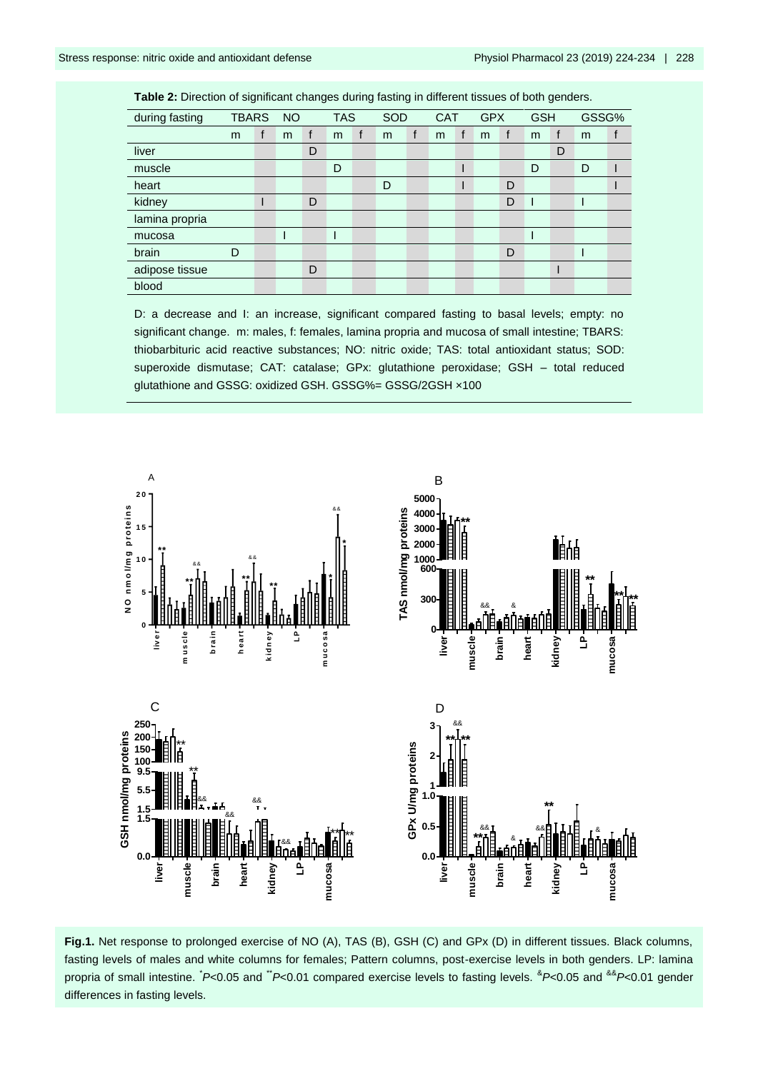**Table 2:** Direction of significant changes during fasting in different tissues of both genders.

| during fasting | TBARS | | NO | | TAS | | SOD | | CAT | | GPX | | GSH | | GSSG% | |
|---|---|---|---|---|---|---|---|---|---|---|---|---|---|---|---|---|
| | m | f | m | f | m | f | m | f | m | f | m | f | m | f | m | f |
| liver | | | | D | | | | | | | | | | D | | |
| muscle | | | | | D | | | | | I | | | D | | D | I |
| heart | | | | | | | D | | | I | | D | | | | I |
| kidney | | I | | D | | | | | | | | D | I | | I | |
| lamina propria | | | | | | | | | | | | | | | | |
| mucosa | | | I | | I | | | | | | | | I | | | |
| brain | D | | | | | | | | | | | D | | | I | |
| adipose tissue | | | | D | | | | | | | | | | I | | |
| blood | | | | | | | | | | | | | | | | |

D: a decrease and I: an increase, significant compared fasting to basal levels; empty: no significant change. m: males, f: females, lamina propria and mucosa of small intestine; TBARS: thiobarbituric acid reactive substances; NO: nitric oxide; TAS: total antioxidant status; SOD: superoxide dismutase; CAT: catalase; GPx: glutathione peroxidase; GSH – total reduced glutathione and GSSG: oxidized GSH. GSSG%= GSSG/2GSH ×100

**Fig.1.** Net response to prolonged exercise of NO (A), TAS (B), GSH (C) and GPx (D) in different tissues. Black columns, fasting levels of males and white columns for females; Pattern columns, post-exercise levels in both genders. LP: lamina propria of small intestine. \*$P$<0.05 and \*\*$P$<0.01 compared exercise levels to fasting levels. &$P$<0.05 and &&$P$<0.01 gender differences in fasting levels.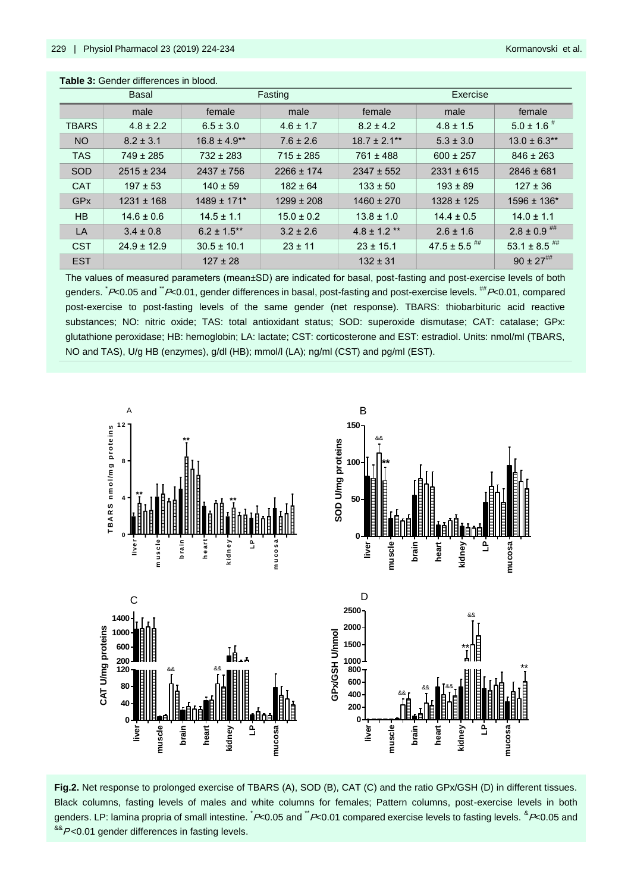**Table 3:** Gender differences in blood.

| | Basal | | Fasting | | Exercise | |
|---|---|---|---|---|---|---|
| | male | female | male | female | male | female |
| TBARS | 4.8 ± 2.2 | 6.5 ± 3.0 | 4.6 ± 1.7 | 8.2 ± 4.2 | 4.8 ± 1.5 | 5.0 ± 1.6 $^{\#}$ |
| NO | 8.2 ± 3.1 | 16.8 ± 4.9** | 7.6 ± 2.6 | 18.7 ± 2.1** | 5.3 ± 3.0 | 13.0 ± 6.3** |
| TAS | 749 ± 285 | 732 ± 283 | 715 ± 285 | 761 ± 488 | 600 ± 257 | 846 ± 263 |
| SOD | 2515 ± 234 | 2437 ± 756 | 2266 ± 174 | 2347 ± 552 | 2331 ± 615 | 2846 ± 681 |
| CAT | 197 ± 53 | 140 ± 59 | 182 ± 64 | 133 ± 50 | 193 ± 89 | 127 ± 36 |
| GPx | 1231 ± 168 | 1489 ± 171* | 1299 ± 208 | 1460 ± 270 | 1328 ± 125 | 1596 ± 136* |
| HB | 14.6 ± 0.6 | 14.5 ± 1.1 | 15.0 ± 0.2 | 13.8 ± 1.0 | 14.4 ± 0.5 | 14.0 ± 1.1 |
| LA | 3.4 ± 0.8 | 6.2 ± 1.5** | 3.2 ± 2.6 | 4.8 ± 1.2 ** | 2.6 ± 1.6 | 2.8 ± 0.9 $^{\#\#}$ |
| CST | 24.9 ± 12.9 | 30.5 ± 10.1 | 23 ± 11 | 23 ± 15.1 | 47.5 ± 5.5 $^{\#\#}$ | 53.1 ± 8.5 $^{\#\#}$ |
| EST | | 127 ± 28 | | 132 ± 31 | | 90 ± 27$^{\#\#}$ |

The values of measured parameters (mean±SD) are indicated for basal, post-fasting and post-exercise levels of both genders. $^{*}P$<0.05 and $^{**}P$<0.01, gender differences in basal, post-fasting and post-exercise levels. $^{\#\#}P$<0.01, compared post-exercise to post-fasting levels of the same gender (net response). TBARS: thiobarbituric acid reactive substances; NO: nitric oxide; TAS: total antioxidant status; SOD: superoxide dismutase; CAT: catalase; GPx: glutathione peroxidase; HB: hemoglobin; LA: lactate; CST: corticosterone and EST: estradiol. Units: nmol/ml (TBARS, NO and TAS), U/g HB (enzymes), g/dl (HB); mmol/l (LA); ng/ml (CST) and pg/ml (EST).

**Fig.2.** Net response to prolonged exercise of TBARS (A), SOD (B), CAT (C) and the ratio GPx/GSH (D) in different tissues. Black columns, fasting levels of males and white columns for females; Pattern columns, post-exercise levels in both genders. LP: lamina propria of small intestine. $^{*}P$<0.05 and $^{**}P$<0.01 compared exercise levels to fasting levels. $^{\&}P$<0.05 and $^{\&\&}P$<0.01 gender differences in fasting levels.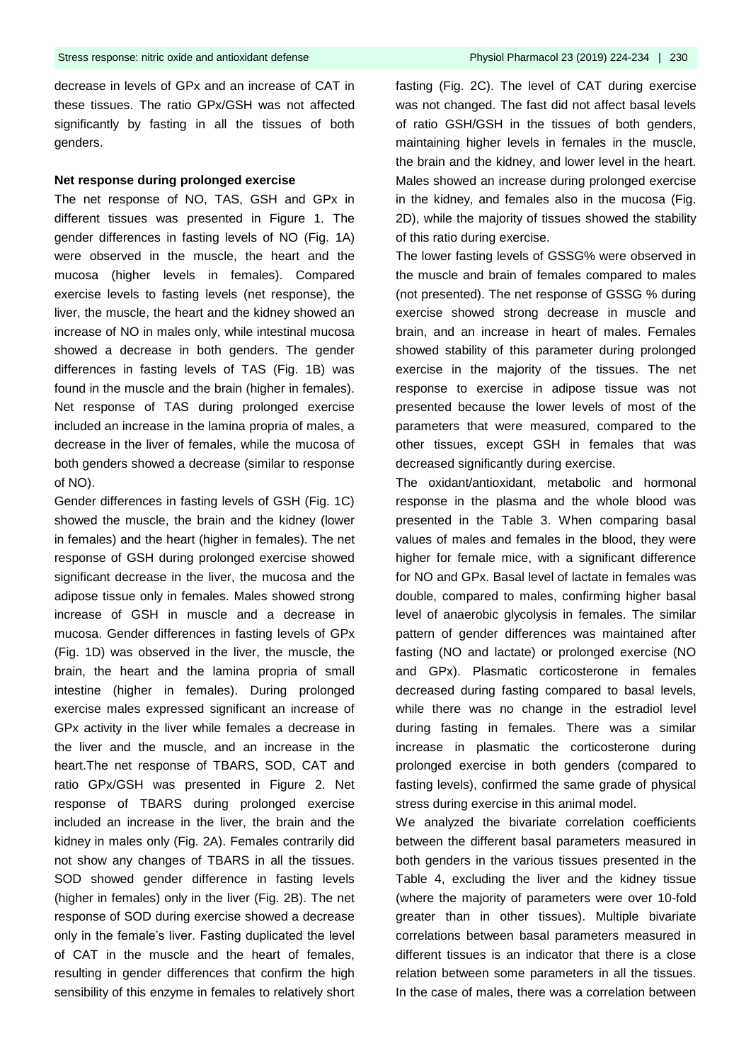decrease in levels of GPx and an increase of CAT in these tissues. The ratio GPx/GSH was not affected significantly by fasting in all the tissues of both genders.

### Net response during prolonged exercise

The net response of NO, TAS, GSH and GPx in different tissues was presented in Figure 1. The gender differences in fasting levels of NO (Fig. 1A) were observed in the muscle, the heart and the mucosa (higher levels in females). Compared exercise levels to fasting levels (net response), the liver, the muscle, the heart and the kidney showed an increase of NO in males only, while intestinal mucosa showed a decrease in both genders. The gender differences in fasting levels of TAS (Fig. 1B) was found in the muscle and the brain (higher in females). Net response of TAS during prolonged exercise included an increase in the lamina propria of males, a decrease in the liver of females, while the mucosa of both genders showed a decrease (similar to response of NO).

Gender differences in fasting levels of GSH (Fig. 1C) showed the muscle, the brain and the kidney (lower in females) and the heart (higher in females). The net response of GSH during prolonged exercise showed significant decrease in the liver, the mucosa and the adipose tissue only in females. Males showed strong increase of GSH in muscle and a decrease in mucosa. Gender differences in fasting levels of GPx (Fig. 1D) was observed in the liver, the muscle, the brain, the heart and the lamina propria of small intestine (higher in females). During prolonged exercise males expressed significant an increase of GPx activity in the liver while females a decrease in the liver and the muscle, and an increase in the heart.The net response of TBARS, SOD, CAT and ratio GPx/GSH was presented in Figure 2. Net response of TBARS during prolonged exercise included an increase in the liver, the brain and the kidney in males only (Fig. 2A). Females contrarily did not show any changes of TBARS in all the tissues. SOD showed gender difference in fasting levels (higher in females) only in the liver (Fig. 2B). The net response of SOD during exercise showed a decrease only in the female's liver. Fasting duplicated the level of CAT in the muscle and the heart of females, resulting in gender differences that confirm the high sensibility of this enzyme in females to relatively short fasting (Fig. 2C). The level of CAT during exercise was not changed. The fast did not affect basal levels of ratio GSH/GSH in the tissues of both genders, maintaining higher levels in females in the muscle, the brain and the kidney, and lower level in the heart. Males showed an increase during prolonged exercise in the kidney, and females also in the mucosa (Fig. 2D), while the majority of tissues showed the stability of this ratio during exercise.

The lower fasting levels of GSSG% were observed in the muscle and brain of females compared to males (not presented). The net response of GSSG % during exercise showed strong decrease in muscle and brain, and an increase in heart of males. Females showed stability of this parameter during prolonged exercise in the majority of the tissues. The net response to exercise in adipose tissue was not presented because the lower levels of most of the parameters that were measured, compared to the other tissues, except GSH in females that was decreased significantly during exercise.

The oxidant/antioxidant, metabolic and hormonal response in the plasma and the whole blood was presented in the Table 3. When comparing basal values of males and females in the blood, they were higher for female mice, with a significant difference for NO and GPx. Basal level of lactate in females was double, compared to males, confirming higher basal level of anaerobic glycolysis in females. The similar pattern of gender differences was maintained after fasting (NO and lactate) or prolonged exercise (NO and GPx). Plasmatic corticosterone in females decreased during fasting compared to basal levels, while there was no change in the estradiol level during fasting in females. There was a similar increase in plasmatic the corticosterone during prolonged exercise in both genders (compared to fasting levels), confirmed the same grade of physical stress during exercise in this animal model.

We analyzed the bivariate correlation coefficients between the different basal parameters measured in both genders in the various tissues presented in the Table 4, excluding the liver and the kidney tissue (where the majority of parameters were over 10-fold greater than in other tissues). Multiple bivariate correlations between basal parameters measured in different tissues is an indicator that there is a close relation between some parameters in all the tissues. In the case of males, there was a correlation between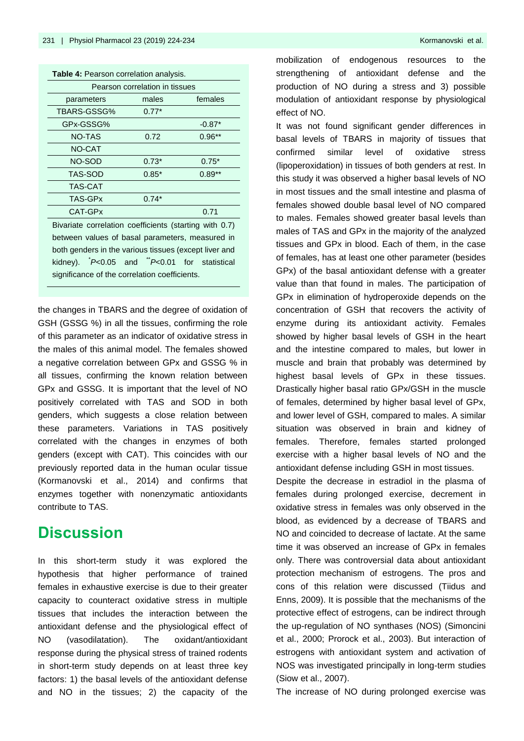**Table 4:** Pearson correlation analysis.

| Pearson correlation in tissues | | |
|---|---|---|
| parameters | males | females |
| TBARS-GSSG% | 0.77* | |
| GPx-GSSG% | | -0.87* |
| NO-TAS | 0.72 | 0.96** |
| NO-CAT | | |
| NO-SOD | 0.73* | 0.75* |
| TAS-SOD | 0.85* | 0.89** |
| TAS-CAT | | |
| TAS-GPx | 0.74* | |
| CAT-GPx | | 0.71 |

Bivariate correlation coefficients (starting with 0.7) between values of basal parameters, measured in both genders in the various tissues (except liver and kidney). \*$P$<0.05 and \*\*$P$<0.01 for statistical significance of the correlation coefficients.

the changes in TBARS and the degree of oxidation of GSH (GSSG %) in all the tissues, confirming the role of this parameter as an indicator of oxidative stress in the males of this animal model. The females showed a negative correlation between GPx and GSSG % in all tissues, confirming the known relation between GPx and GSSG. It is important that the level of NO positively correlated with TAS and SOD in both genders, which suggests a close relation between these parameters. Variations in TAS positively correlated with the changes in enzymes of both genders (except with CAT). This coincides with our previously reported data in the human ocular tissue (Kormanovski et al., 2014) and confirms that enzymes together with nonenzymatic antioxidants contribute to TAS.

# Discussion

In this short-term study it was explored the hypothesis that higher performance of trained females in exhaustive exercise is due to their greater capacity to counteract oxidative stress in multiple tissues that includes the interaction between the antioxidant defense and the physiological effect of NO (vasodilatation). The oxidant/antioxidant response during the physical stress of trained rodents in short-term study depends on at least three key factors: 1) the basal levels of the antioxidant defense and NO in the tissues; 2) the capacity of the mobilization of endogenous resources to the strengthening of antioxidant defense and the production of NO during a stress and 3) possible modulation of antioxidant response by physiological effect of NO.

It was not found significant gender differences in basal levels of TBARS in majority of tissues that confirmed similar level of oxidative stress (lipoperoxidation) in tissues of both genders at rest. In this study it was observed a higher basal levels of NO in most tissues and the small intestine and plasma of females showed double basal level of NO compared to males. Females showed greater basal levels than males of TAS and GPx in the majority of the analyzed tissues and GPx in blood. Each of them, in the case of females, has at least one other parameter (besides GPx) of the basal antioxidant defense with a greater value than that found in males. The participation of GPx in elimination of hydroperoxide depends on the concentration of GSH that recovers the activity of enzyme during its antioxidant activity. Females showed by higher basal levels of GSH in the heart and the intestine compared to males, but lower in muscle and brain that probably was determined by highest basal levels of GPx in these tissues. Drastically higher basal ratio GPx/GSH in the muscle of females, determined by higher basal level of GPx, and lower level of GSH, compared to males. A similar situation was observed in brain and kidney of females. Therefore, females started prolonged exercise with a higher basal levels of NO and the antioxidant defense including GSH in most tissues.

Despite the decrease in estradiol in the plasma of females during prolonged exercise, decrement in oxidative stress in females was only observed in the blood, as evidenced by a decrease of TBARS and NO and coincided to decrease of lactate. At the same time it was observed an increase of GPx in females only. There was controversial data about antioxidant protection mechanism of estrogens. The pros and cons of this relation were discussed (Tiidus and Enns, 2009). It is possible that the mechanisms of the protective effect of estrogens, can be indirect through the up-regulation of NO synthases (NOS) (Simoncini et al., 2000; Prorock et al., 2003). But interaction of estrogens with antioxidant system and activation of NOS was investigated principally in long-term studies (Siow et al., 2007).

The increase of NO during prolonged exercise was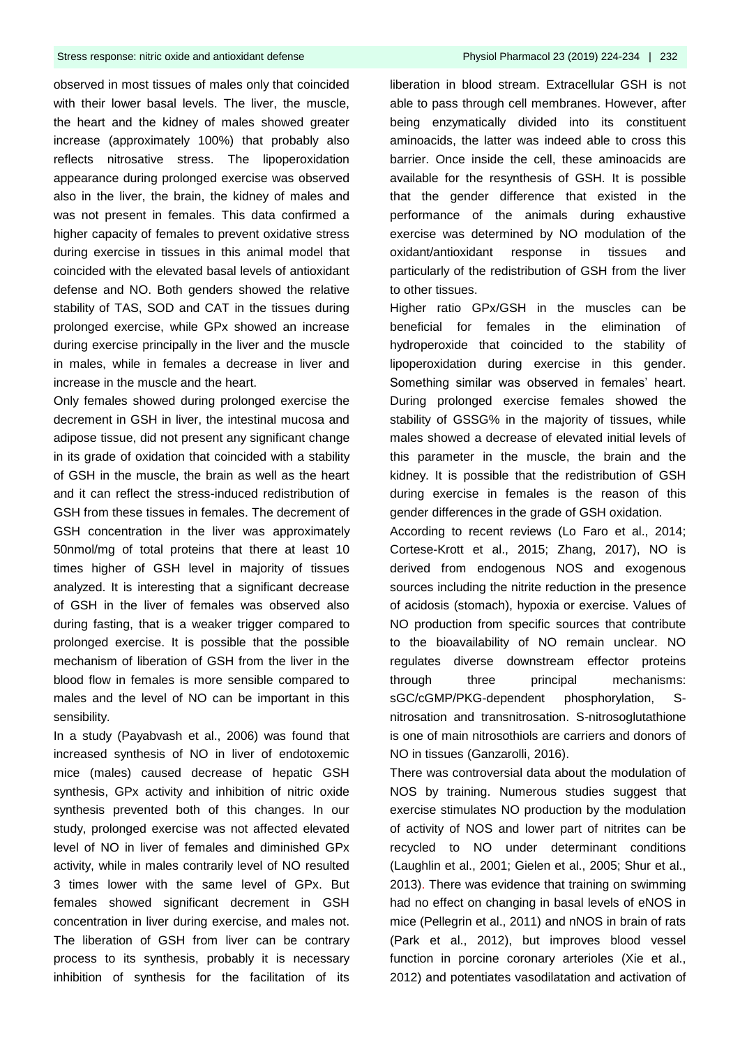observed in most tissues of males only that coincided with their lower basal levels. The liver, the muscle, the heart and the kidney of males showed greater increase (approximately 100%) that probably also reflects nitrosative stress. The lipoperoxidation appearance during prolonged exercise was observed also in the liver, the brain, the kidney of males and was not present in females. This data confirmed a higher capacity of females to prevent oxidative stress during exercise in tissues in this animal model that coincided with the elevated basal levels of antioxidant defense and NO. Both genders showed the relative stability of TAS, SOD and CAT in the tissues during prolonged exercise, while GPx showed an increase during exercise principally in the liver and the muscle in males, while in females a decrease in liver and increase in the muscle and the heart.

Only females showed during prolonged exercise the decrement in GSH in liver, the intestinal mucosa and adipose tissue, did not present any significant change in its grade of oxidation that coincided with a stability of GSH in the muscle, the brain as well as the heart and it can reflect the stress-induced redistribution of GSH from these tissues in females. The decrement of GSH concentration in the liver was approximately 50nmol/mg of total proteins that there at least 10 times higher of GSH level in majority of tissues analyzed. It is interesting that a significant decrease of GSH in the liver of females was observed also during fasting, that is a weaker trigger compared to prolonged exercise. It is possible that the possible mechanism of liberation of GSH from the liver in the blood flow in females is more sensible compared to males and the level of NO can be important in this sensibility.

In a study (Payabvash et al., 2006) was found that increased synthesis of NO in liver of endotoxemic mice (males) caused decrease of hepatic GSH synthesis, GPx activity and inhibition of nitric oxide synthesis prevented both of this changes. In our study, prolonged exercise was not affected elevated level of NO in liver of females and diminished GPx activity, while in males contrarily level of NO resulted 3 times lower with the same level of GPx. But females showed significant decrement in GSH concentration in liver during exercise, and males not. The liberation of GSH from liver can be contrary process to its synthesis, probably it is necessary inhibition of synthesis for the facilitation of its liberation in blood stream. Extracellular GSH is not able to pass through cell membranes. However, after being enzymatically divided into its constituent aminoacids, the latter was indeed able to cross this barrier. Once inside the cell, these aminoacids are available for the resynthesis of GSH. It is possible that the gender difference that existed in the performance of the animals during exhaustive exercise was determined by NO modulation of the oxidant/antioxidant response in tissues and particularly of the redistribution of GSH from the liver to other tissues.

Higher ratio GPx/GSH in the muscles can be beneficial for females in the elimination of hydroperoxide that coincided to the stability of lipoperoxidation during exercise in this gender. Something similar was observed in females' heart. During prolonged exercise females showed the stability of GSSG% in the majority of tissues, while males showed a decrease of elevated initial levels of this parameter in the muscle, the brain and the kidney. It is possible that the redistribution of GSH during exercise in females is the reason of this gender differences in the grade of GSH oxidation.

According to recent reviews (Lo Faro et al., 2014; Cortese-Krott et al., 2015; Zhang, 2017), NO is derived from endogenous NOS and exogenous sources including the nitrite reduction in the presence of acidosis (stomach), hypoxia or exercise. Values of NO production from specific sources that contribute to the bioavailability of NO remain unclear. NO regulates diverse downstream effector proteins through three principal mechanisms: sGC/cGMP/PKG-dependent phosphorylation, S-nitrosation and transnitrosation. S-nitrosoglutathione is one of main nitrosothiols are carriers and donors of NO in tissues (Ganzarolli, 2016).

There was controversial data about the modulation of NOS by training. Numerous studies suggest that exercise stimulates NO production by the modulation of activity of NOS and lower part of nitrites can be recycled to NO under determinant conditions (Laughlin et al., 2001; Gielen et al., 2005; Shur et al., 2013). There was evidence that training on swimming had no effect on changing in basal levels of eNOS in mice (Pellegrin et al., 2011) and nNOS in brain of rats (Park et al., 2012), but improves blood vessel function in porcine coronary arterioles (Xie et al., 2012) and potentiates vasodilatation and activation of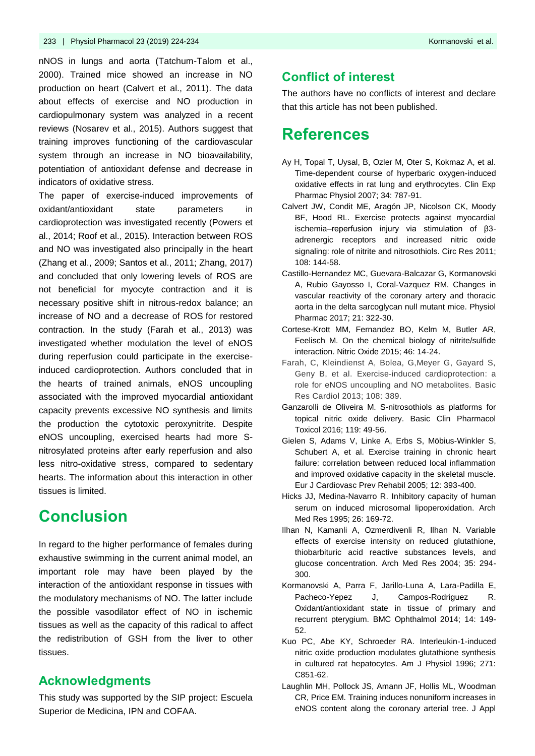nNOS in lungs and aorta (Tatchum-Talom et al., 2000). Trained mice showed an increase in NO production on heart (Calvert et al., 2011). The data about effects of exercise and NO production in cardiopulmonary system was analyzed in a recent reviews (Nosarev et al., 2015). Authors suggest that training improves functioning of the cardiovascular system through an increase in NO bioavailability, potentiation of antioxidant defense and decrease in indicators of oxidative stress.

The paper of exercise-induced improvements of oxidant/antioxidant state parameters in cardioprotection was investigated recently (Powers et al., 2014; Roof et al., 2015). Interaction between ROS and NO was investigated also principally in the heart (Zhang et al., 2009; Santos et al., 2011; Zhang, 2017) and concluded that only lowering levels of ROS are not beneficial for myocyte contraction and it is necessary positive shift in nitrous-redox balance; an increase of NO and a decrease of ROS for restored contraction. In the study (Farah et al., 2013) was investigated whether modulation the level of eNOS during reperfusion could participate in the exercise-induced cardioprotection. Authors concluded that in the hearts of trained animals, eNOS uncoupling associated with the improved myocardial antioxidant capacity prevents excessive NO synthesis and limits the production the cytotoxic peroxynitrite. Despite eNOS uncoupling, exercised hearts had more S-nitrosylated proteins after early reperfusion and also less nitro-oxidative stress, compared to sedentary hearts. The information about this interaction in other tissues is limited.

# Conclusion

In regard to the higher performance of females during exhaustive swimming in the current animal model, an important role may have been played by the interaction of the antioxidant response in tissues with the modulatory mechanisms of NO. The latter include the possible vasodilator effect of NO in ischemic tissues as well as the capacity of this radical to affect the redistribution of GSH from the liver to other tissues.

## Acknowledgments

This study was supported by the SIP project: Escuela Superior de Medicina, IPN and COFAA.

## Conflict of interest

The authors have no conflicts of interest and declare that this article has not been published.

# References

Ay H, Topal T, Uysal, B, Ozler M, Oter S, Kokmaz A, et al. Time-dependent course of hyperbaric oxygen-induced oxidative effects in rat lung and erythrocytes. Clin Exp Pharmac Physiol 2007; 34: 787-91.

Calvert JW, Condit ME, Aragón JP, Nicolson CK, Moody BF, Hood RL. Exercise protects against myocardial ischemia–reperfusion injury via stimulation of β3-adrenergic receptors and increased nitric oxide signaling: role of nitrite and nitrosothiols. Circ Res 2011; 108: 144-58.

Castillo-Hernandez MC, Guevara-Balcazar G, Kormanovski A, Rubio Gayosso I, Coral-Vazquez RM. Changes in vascular reactivity of the coronary artery and thoracic aorta in the delta sarcoglycan null mutant mice. Physiol Pharmac 2017; 21: 322-30.

Cortese-Krott MM, Fernandez BO, Kelm M, Butler AR, Feelisch M. On the chemical biology of nitrite/sulfide interaction. Nitric Oxide 2015; 46: 14-24.

Farah, C, Kleindienst A, Bolea, G,Meyer G, Gayard S, Geny B, et al. Exercise-induced cardioprotection: a role for eNOS uncoupling and NO metabolites. Basic Res Cardiol 2013; 108: 389.

Ganzarolli de Oliveira M. S-nitrosothiols as platforms for topical nitric oxide delivery. Basic Clin Pharmacol Toxicol 2016; 119: 49-56.

Gielen S, Adams V, Linke A, Erbs S, Möbius-Winkler S, Schubert A, et al. Exercise training in chronic heart failure: correlation between reduced local inflammation and improved oxidative capacity in the skeletal muscle. Eur J Cardiovasc Prev Rehabil 2005; 12: 393-400.

Hicks JJ, Medina-Navarro R. Inhibitory capacity of human serum on induced microsomal lipoperoxidation. Arch Med Res 1995; 26: 169-72.

Ilhan N, Kamanli A, Ozmerdivenli R, Ilhan N. Variable effects of exercise intensity on reduced glutathione, thiobarbituric acid reactive substances levels, and glucose concentration. Arch Med Res 2004; 35: 294-300.

Kormanovski A, Parra F, Jarillo-Luna A, Lara-Padilla E, Pacheco-Yepez J, Campos-Rodriguez R. Oxidant/antioxidant state in tissue of primary and recurrent pterygium. BMC Ophthalmol 2014; 14: 149-52.

Kuo PC, Abe KY, Schroeder RA. Interleukin-1-induced nitric oxide production modulates glutathione synthesis in cultured rat hepatocytes. Am J Physiol 1996; 271: C851-62.

Laughlin MH, Pollock JS, Amann JF, Hollis ML, Woodman CR, Price EM. Training induces nonuniform increases in eNOS content along the coronary arterial tree. J Appl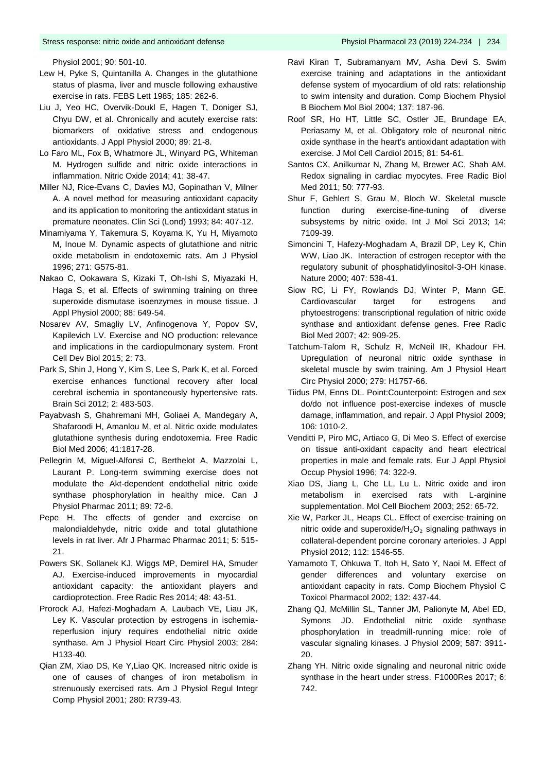Physiol 2001; 90: 501-10.

Lew H, Pyke S, Quintanilla A. Changes in the glutathione status of plasma, liver and muscle following exhaustive exercise in rats. FEBS Lett 1985; 185: 262-6.

Liu J, Yeo HC, Overvik-Doukl E, Hagen T, Doniger SJ, Chyu DW, et al. Chronically and acutely exercise rats: biomarkers of oxidative stress and endogenous antioxidants. J Appl Physiol 2000; 89: 21-8.

Lo Faro ML, Fox B, Whatmore JL, Winyard PG, Whiteman M. Hydrogen sulfide and nitric oxide interactions in inflammation. Nitric Oxide 2014; 41: 38-47.

Miller NJ, Rice-Evans C, Davies MJ, Gopinathan V, Milner A. A novel method for measuring antioxidant capacity and its application to monitoring the antioxidant status in premature neonates. Clin Sci (Lond) 1993; 84: 407-12.

Minamiyama Y, Takemura S, Koyama K, Yu H, Miyamoto M, Inoue M. Dynamic aspects of glutathione and nitric oxide metabolism in endotoxemic rats. Am J Physiol 1996; 271: G575-81.

Nakao C, Ookawara S, Kizaki T, Oh-Ishi S, Miyazaki H, Haga S, et al. Effects of swimming training on three superoxide dismutase isoenzymes in mouse tissue. J Appl Physiol 2000; 88: 649-54.

Nosarev AV, Smagliy LV, Anfinogenova Y, Popov SV, Kapilevich LV. Exercise and NO production: relevance and implications in the cardiopulmonary system. Front Cell Dev Biol 2015; 2: 73.

Park S, Shin J, Hong Y, Kim S, Lee S, Park K, et al. Forced exercise enhances functional recovery after local cerebral ischemia in spontaneously hypertensive rats. Brain Sci 2012; 2: 483-503.

Payabvash S, Ghahremani MH, Goliaei A, Mandegary A, Shafaroodi H, Amanlou M, et al. Nitric oxide modulates glutathione synthesis during endotoxemia. Free Radic Biol Med 2006; 41:1817-28.

Pellegrin M, Miguel-Alfonsi C, Berthelot A, Mazzolai L, Laurant P. Long-term swimming exercise does not modulate the Akt-dependent endothelial nitric oxide synthase phosphorylation in healthy mice. Can J Physiol Pharmac 2011; 89: 72-6.

Pepe H. The effects of gender and exercise on malondialdehyde, nitric oxide and total glutathione levels in rat liver. Afr J Pharmac Pharmac 2011; 5: 515-21.

Powers SK, Sollanek KJ, Wiggs MP, Demirel HA, Smuder AJ. Exercise-induced improvements in myocardial antioxidant capacity: the antioxidant players and cardioprotection. Free Radic Res 2014; 48: 43-51.

Prorock AJ, Hafezi-Moghadam A, Laubach VE, Liau JK, Ley K. Vascular protection by estrogens in ischemia-reperfusion injury requires endothelial nitric oxide synthase. Am J Physiol Heart Circ Physiol 2003; 284: H133-40.

Qian ZM, Xiao DS, Ke Y,Liao QK. Increased nitric oxide is one of causes of changes of iron metabolism in strenuously exercised rats. Am J Physiol Regul Integr Comp Physiol 2001; 280: R739-43.

Ravi Kiran T, Subramanyam MV, Asha Devi S. Swim exercise training and adaptations in the antioxidant defense system of myocardium of old rats: relationship to swim intensity and duration. Comp Biochem Physiol B Biochem Mol Biol 2004; 137: 187-96.

Roof SR, Ho HT, Little SC, Ostler JE, Brundage EA, Periasamy M, et al. Obligatory role of neuronal nitric oxide synthase in the heart's antioxidant adaptation with exercise. J Mol Cell Cardiol 2015; 81: 54-61.

Santos CX, Anilkumar N, Zhang M, Brewer AC, Shah AM. Redox signaling in cardiac myocytes. Free Radic Biol Med 2011; 50: 777-93.

Shur F, Gehlert S, Grau M, Bloch W. Skeletal muscle function during exercise-fine-tuning of diverse subsystems by nitric oxide. Int J Mol Sci 2013; 14: 7109-39.

Simoncini T, Hafezy-Moghadam A, Brazil DP, Ley K, Chin WW, Liao JK. Interaction of estrogen receptor with the regulatory subunit of phosphatidylinositol-3-OH kinase. Nature 2000; 407: 538-41.

Siow RC, Li FY, Rowlands DJ, Winter P, Mann GE. Cardiovascular target for estrogens and phytoestrogens: transcriptional regulation of nitric oxide synthase and antioxidant defense genes. Free Radic Biol Med 2007; 42: 909-25.

Tatchum-Talom R, Schulz R, McNeil IR, Khadour FH. Upregulation of neuronal nitric oxide synthase in skeletal muscle by swim training. Am J Physiol Heart Circ Physiol 2000; 279: H1757-66.

Tiidus PM, Enns DL. Point:Counterpoint: Estrogen and sex do/do not influence post-exercise indexes of muscle damage, inflammation, and repair. J Appl Physiol 2009; 106: 1010-2.

Venditti P, Piro MC, Artiaco G, Di Meo S. Effect of exercise on tissue anti-oxidant capacity and heart electrical properties in male and female rats. Eur J Appl Physiol Occup Physiol 1996; 74: 322-9.

Xiao DS, Jiang L, Che LL, Lu L. Nitric oxide and iron metabolism in exercised rats with L-arginine supplementation. Mol Cell Biochem 2003; 252: 65-72.

Xie W, Parker JL, Heaps CL. Effect of exercise training on nitric oxide and superoxide/$H_2O_2$ signaling pathways in collateral-dependent porcine coronary arterioles. J Appl Physiol 2012; 112: 1546-55.

Yamamoto T, Ohkuwa T, Itoh H, Sato Y, Naoi M. Effect of gender differences and voluntary exercise on antioxidant capacity in rats. Comp Biochem Physiol C Toxicol Pharmacol 2002; 132: 437-44.

Zhang QJ, McMillin SL, Tanner JM, Palionyte M, Abel ED, Symons JD. Endothelial nitric oxide synthase phosphorylation in treadmill-running mice: role of vascular signaling kinases. J Physiol 2009; 587: 3911-20.

Zhang YH. Nitric oxide signaling and neuronal nitric oxide synthase in the heart under stress. F1000Res 2017; 6: 742.